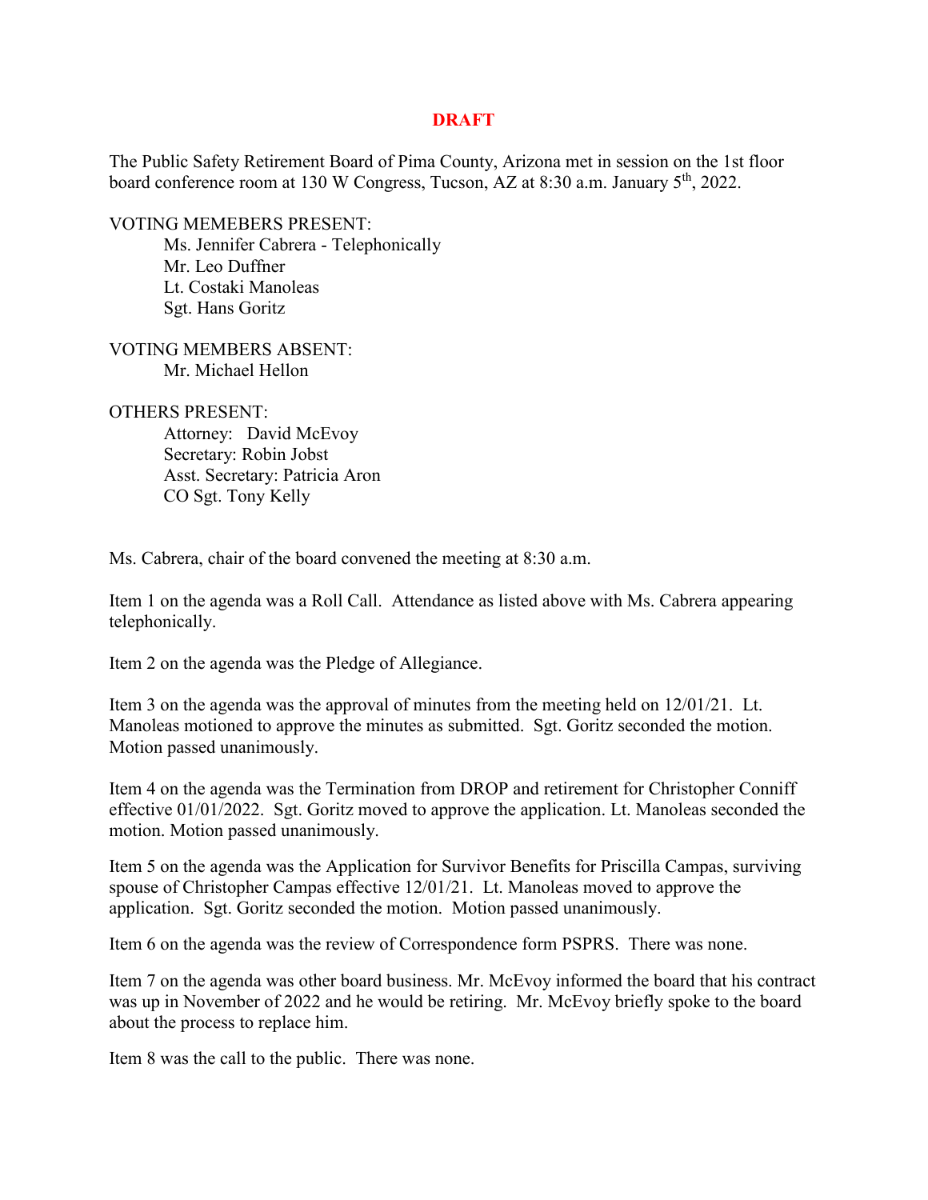**DRAFT**

The Public Safety Retirement Board of Pima County, Arizona met in session on the 1st floor board conference room at 130 W Congress, Tucson, AZ at 8:30 a.m. January 5th, 2022.

VOTING MEMEBERS PRESENT:

- Ms. Jennifer Cabrera - Telephonically
- Mr. Leo Duffner
- Lt. Costaki Manoleas
- Sgt. Hans Goritz

VOTING MEMBERS ABSENT:

- Mr. Michael Hellon

OTHERS PRESENT:

- Attorney: David McEvoy
- Secretary: Robin Jobst
- Asst. Secretary: Patricia Aron
- CO Sgt. Tony Kelly

Ms. Cabrera, chair of the board convened the meeting at 8:30 a.m.

Item 1 on the agenda was a Roll Call. Attendance as listed above with Ms. Cabrera appearing telephonically.

Item 2 on the agenda was the Pledge of Allegiance.

Item 3 on the agenda was the approval of minutes from the meeting held on 12/01/21. Lt. Manoleas motioned to approve the minutes as submitted. Sgt. Goritz seconded the motion. Motion passed unanimously.

Item 4 on the agenda was the Termination from DROP and retirement for Christopher Conniff effective 01/01/2022. Sgt. Goritz moved to approve the application. Lt. Manoleas seconded the motion. Motion passed unanimously.

Item 5 on the agenda was the Application for Survivor Benefits for Priscilla Campas, surviving spouse of Christopher Campas effective 12/01/21. Lt. Manoleas moved to approve the application. Sgt. Goritz seconded the motion. Motion passed unanimously.

Item 6 on the agenda was the review of Correspondence form PSPRS. There was none.

Item 7 on the agenda was other board business. Mr. McEvoy informed the board that his contract was up in November of 2022 and he would be retiring. Mr. McEvoy briefly spoke to the board about the process to replace him.

Item 8 was the call to the public. There was none.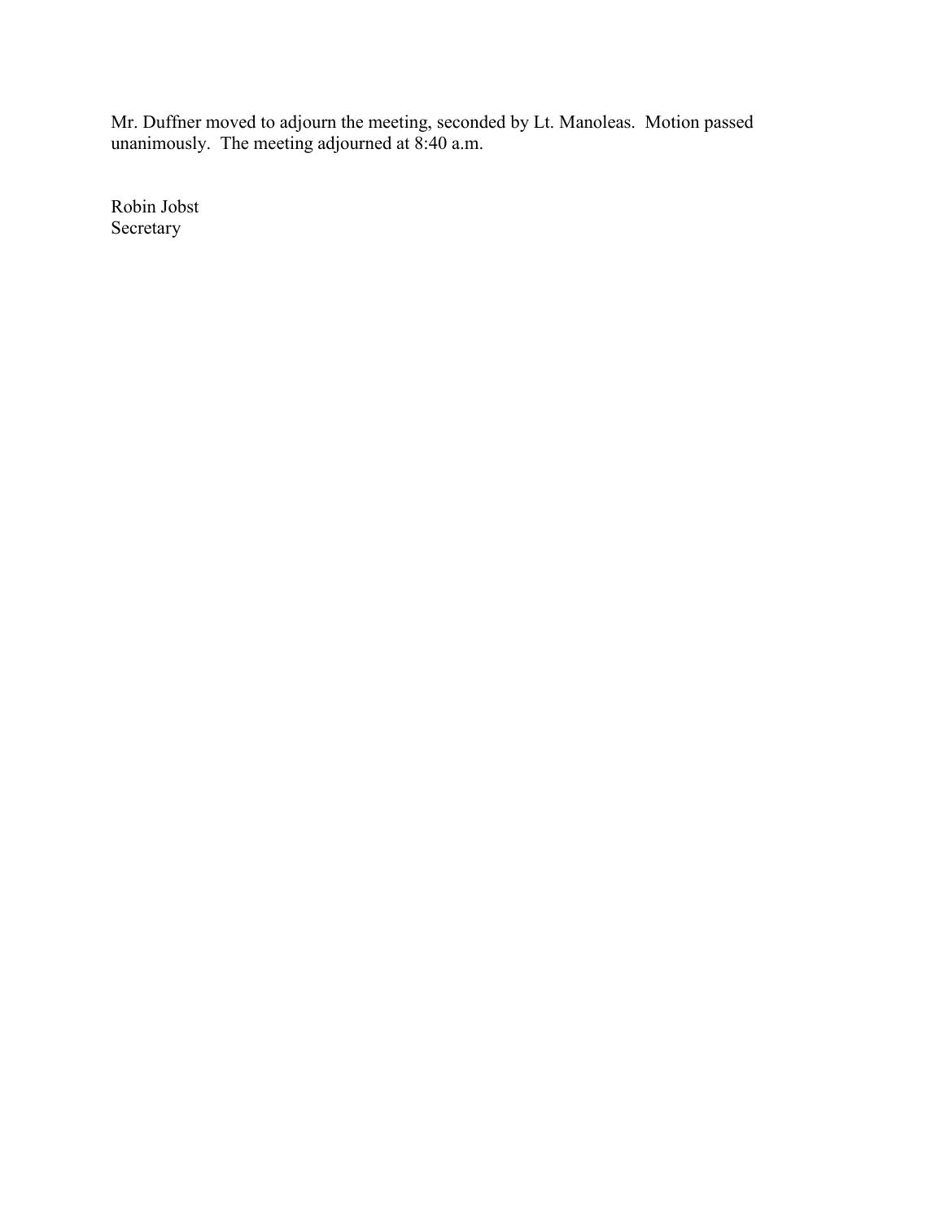Mr. Duffner moved to adjourn the meeting, seconded by Lt. Manoleas. Motion passed unanimously. The meeting adjourned at 8:40 a.m.

Robin Jobst
Secretary